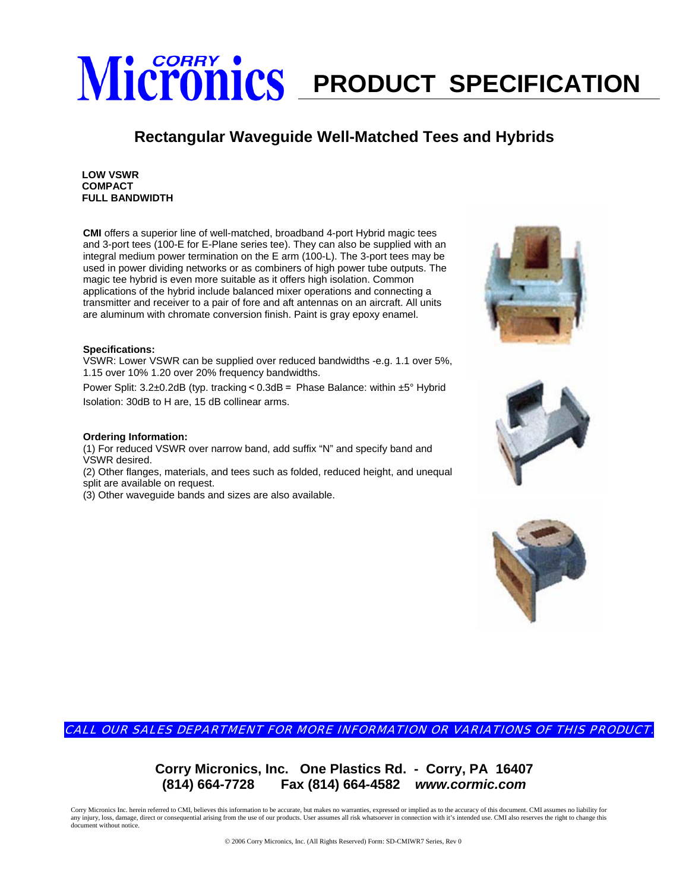# Corry Micronics PRODUCT SPECIFICATION

## Rectangular Waveguide Well-Matched Tees and Hybrids

**LOW VSWR**
**COMPACT**
**FULL BANDWIDTH**

**CMI** offers a superior line of well-matched, broadband 4-port Hybrid magic tees and 3-port tees (100-E for E-Plane series tee). They can also be supplied with an integral medium power termination on the E arm (100-L). The 3-port tees may be used in power dividing networks or as combiners of high power tube outputs. The magic tee hybrid is even more suitable as it offers high isolation. Common applications of the hybrid include balanced mixer operations and connecting a transmitter and receiver to a pair of fore and aft antennas on an aircraft. All units are aluminum with chromate conversion finish. Paint is gray epoxy enamel.

**Specifications:**

VSWR: Lower VSWR can be supplied over reduced bandwidths -e.g. 1.1 over 5%, 1.15 over 10% 1.20 over 20% frequency bandwidths.

Power Split: 3.2±0.2dB (typ. tracking < 0.3dB = Phase Balance: within ±5° Hybrid Isolation: 30dB to H are, 15 dB collinear arms.

**Ordering Information:**

(1) For reduced VSWR over narrow band, add suffix "N" and specify band and VSWR desired.
(2) Other flanges, materials, and tees such as folded, reduced height, and unequal split are available on request.
(3) Other waveguide bands and sizes are also available.

*CALL OUR SALES DEPARTMENT FOR MORE INFORMATION OR VARIATIONS OF THIS PRODUCT.*

**Corry Micronics, Inc. One Plastics Rd. - Corry, PA 16407**
**(814) 664-7728 Fax (814) 664-4582 *www.cormic.com***

Corry Micronics Inc. herein referred to CMI, believes this information to be accurate, but makes no warranties, expressed or implied as to the accuracy of this document. CMI assumes no liability for any injury, loss, damage, direct or consequential arising from the use of our products. User assumes all risk whatsoever in connection with it's intended use. CMI also reserves the right to change this document without notice.

© 2006 Corry Micronics, Inc. (All Rights Reserved) Form: SD-CMIWR7 Series, Rev 0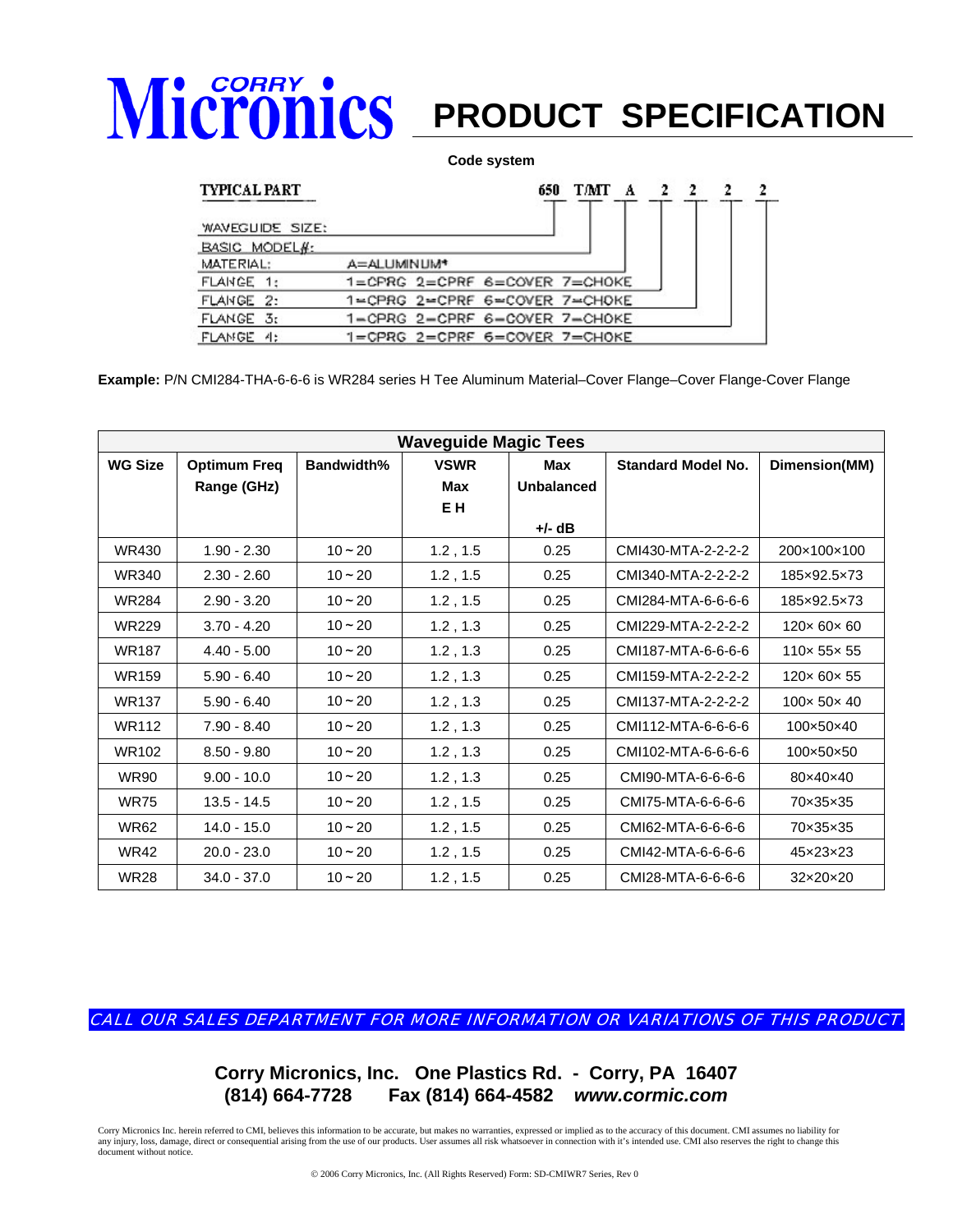# Corry Micronics PRODUCT SPECIFICATION

**Code system**

| TYPICAL PART | | 650 | T/MT | A | 2 | 2 | 2 | 2 |
|---|---|---|---|---|---|---|---|---|
| WAVEGUIDE SIZE: | | | | | | | | |
| BASIC MODEL#: | | | | | | | | |
| MATERIAL: | A=ALUMINUM* | | | | | | | |
| FLANGE 1: | 1=CPRG 2=CPRF 6=COVER 7=CHOKE | | | | | | | |
| FLANGE 2: | 1=CPRG 2=CPRF 6=COVER 7=CHOKE | | | | | | | |
| FLANGE 3: | 1=CPRG 2=CPRF 6=COVER 7=CHOKE | | | | | | | |
| FLANGE 4: | 1=CPRG 2=CPRF 6=COVER 7=CHOKE | | | | | | | |

**Example:** P/N CMI284-THA-6-6-6 is WR284 series H Tee Aluminum Material–Cover Flange–Cover Flange-Cover Flange

| Waveguide Magic Tees | | | | | | |
|---|---|---|---|---|---|---|
| **WG Size** | **Optimum Freq Range (GHz)** | **Bandwidth%** | **VSWR Max E H** | **Max Unbalanced +/- dB** | **Standard Model No.** | **Dimension(MM)** |
| WR430 | 1.90 - 2.30 | 10 ~ 20 | 1.2 , 1.5 | 0.25 | CMI430-MTA-2-2-2-2 | 200×100×100 |
| WR340 | 2.30 - 2.60 | 10 ~ 20 | 1.2 , 1.5 | 0.25 | CMI340-MTA-2-2-2-2 | 185×92.5×73 |
| WR284 | 2.90 - 3.20 | 10 ~ 20 | 1.2 , 1.5 | 0.25 | CMI284-MTA-6-6-6-6 | 185×92.5×73 |
| WR229 | 3.70 - 4.20 | 10 ~ 20 | 1.2 , 1.3 | 0.25 | CMI229-MTA-2-2-2-2 | 120× 60× 60 |
| WR187 | 4.40 - 5.00 | 10 ~ 20 | 1.2 , 1.3 | 0.25 | CMI187-MTA-6-6-6-6 | 110× 55× 55 |
| WR159 | 5.90 - 6.40 | 10 ~ 20 | 1.2 , 1.3 | 0.25 | CMI159-MTA-2-2-2-2 | 120× 60× 55 |
| WR137 | 5.90 - 6.40 | 10 ~ 20 | 1.2 , 1.3 | 0.25 | CMI137-MTA-2-2-2-2 | 100× 50× 40 |
| WR112 | 7.90 - 8.40 | 10 ~ 20 | 1.2 , 1.3 | 0.25 | CMI112-MTA-6-6-6-6 | 100×50×40 |
| WR102 | 8.50 - 9.80 | 10 ~ 20 | 1.2 , 1.3 | 0.25 | CMI102-MTA-6-6-6-6 | 100×50×50 |
| WR90 | 9.00 - 10.0 | 10 ~ 20 | 1.2 , 1.3 | 0.25 | CMI90-MTA-6-6-6-6 | 80×40×40 |
| WR75 | 13.5 - 14.5 | 10 ~ 20 | 1.2 , 1.5 | 0.25 | CMI75-MTA-6-6-6-6 | 70×35×35 |
| WR62 | 14.0 - 15.0 | 10 ~ 20 | 1.2 , 1.5 | 0.25 | CMI62-MTA-6-6-6-6 | 70×35×35 |
| WR42 | 20.0 - 23.0 | 10 ~ 20 | 1.2 , 1.5 | 0.25 | CMI42-MTA-6-6-6-6 | 45×23×23 |
| WR28 | 34.0 - 37.0 | 10 ~ 20 | 1.2 , 1.5 | 0.25 | CMI28-MTA-6-6-6-6 | 32×20×20 |

*CALL OUR SALES DEPARTMENT FOR MORE INFORMATION OR VARIATIONS OF THIS PRODUCT.*

**Corry Micronics, Inc. One Plastics Rd. - Corry, PA 16407**
**(814) 664-7728 Fax (814) 664-4582 *www.cormic.com***

Corry Micronics Inc. herein referred to CMI, believes this information to be accurate, but makes no warranties, expressed or implied as to the accuracy of this document. CMI assumes no liability for any injury, loss, damage, direct or consequential arising from the use of our products. User assumes all risk whatsoever in connection with it's intended use. CMI also reserves the right to change this document without notice.

© 2006 Corry Micronics, Inc. (All Rights Reserved) Form: SD-CMIWR7 Series, Rev 0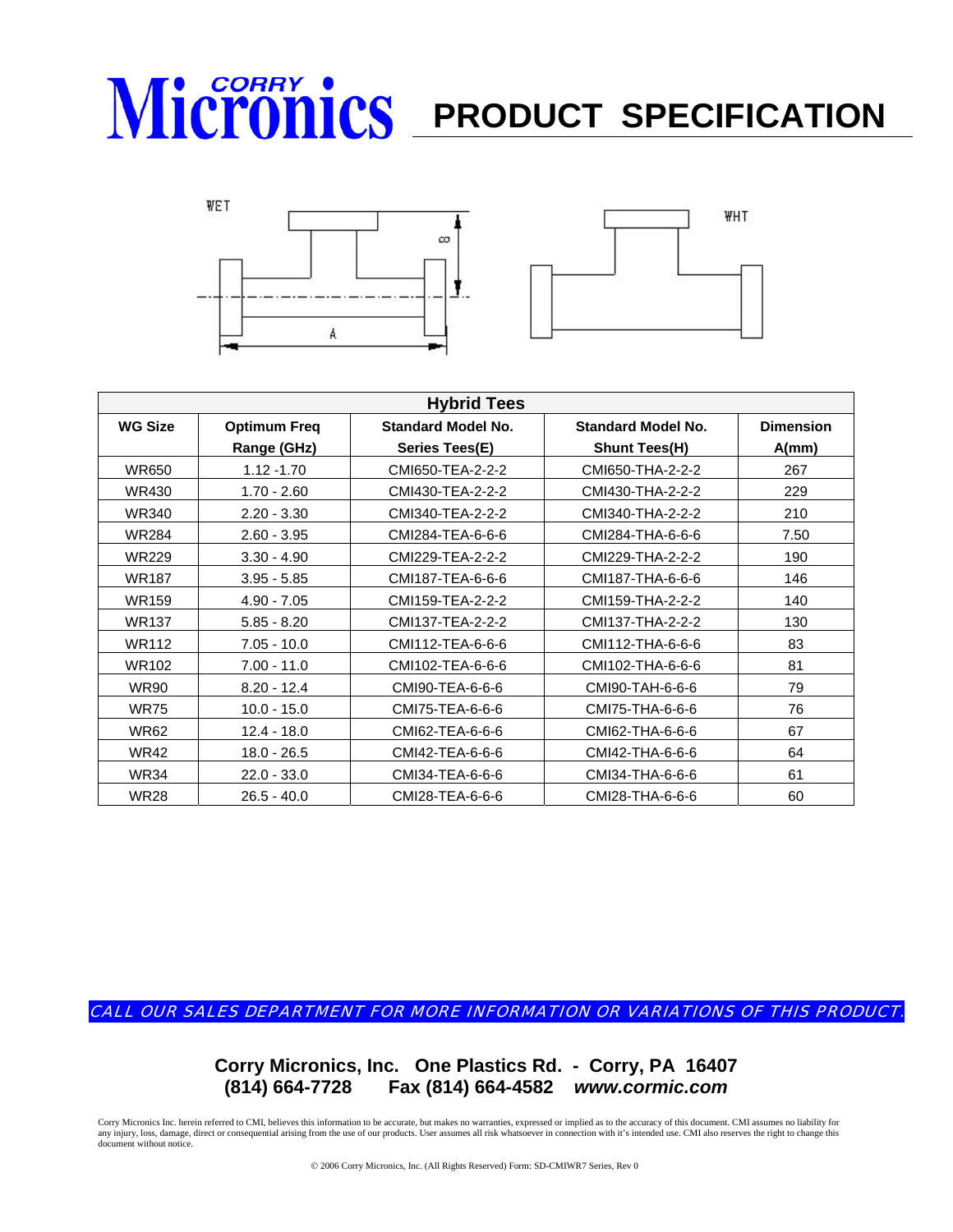# Corry Micronics PRODUCT SPECIFICATION

WET

WHT

CD

A

| Hybrid Tees | | | | |
|---|---|---|---|---|
| **WG Size** | **Optimum Freq Range (GHz)** | **Standard Model No. Series Tees(E)** | **Standard Model No. Shunt Tees(H)** | **Dimension A(mm)** |
| WR650 | 1.12 -1.70 | CMI650-TEA-2-2-2 | CMI650-THA-2-2-2 | 267 |
| WR430 | 1.70 - 2.60 | CMI430-TEA-2-2-2 | CMI430-THA-2-2-2 | 229 |
| WR340 | 2.20 - 3.30 | CMI340-TEA-2-2-2 | CMI340-THA-2-2-2 | 210 |
| WR284 | 2.60 - 3.95 | CMI284-TEA-6-6-6 | CMI284-THA-6-6-6 | 7.50 |
| WR229 | 3.30 - 4.90 | CMI229-TEA-2-2-2 | CMI229-THA-2-2-2 | 190 |
| WR187 | 3.95 - 5.85 | CMI187-TEA-6-6-6 | CMI187-THA-6-6-6 | 146 |
| WR159 | 4.90 - 7.05 | CMI159-TEA-2-2-2 | CMI159-THA-2-2-2 | 140 |
| WR137 | 5.85 - 8.20 | CMI137-TEA-2-2-2 | CMI137-THA-2-2-2 | 130 |
| WR112 | 7.05 - 10.0 | CMI112-TEA-6-6-6 | CMI112-THA-6-6-6 | 83 |
| WR102 | 7.00 - 11.0 | CMI102-TEA-6-6-6 | CMI102-THA-6-6-6 | 81 |
| WR90 | 8.20 - 12.4 | CMI90-TEA-6-6-6 | CMI90-TAH-6-6-6 | 79 |
| WR75 | 10.0 - 15.0 | CMI75-TEA-6-6-6 | CMI75-THA-6-6-6 | 76 |
| WR62 | 12.4 - 18.0 | CMI62-TEA-6-6-6 | CMI62-THA-6-6-6 | 67 |
| WR42 | 18.0 - 26.5 | CMI42-TEA-6-6-6 | CMI42-THA-6-6-6 | 64 |
| WR34 | 22.0 - 33.0 | CMI34-TEA-6-6-6 | CMI34-THA-6-6-6 | 61 |
| WR28 | 26.5 - 40.0 | CMI28-TEA-6-6-6 | CMI28-THA-6-6-6 | 60 |

*CALL OUR SALES DEPARTMENT FOR MORE INFORMATION OR VARIATIONS OF THIS PRODUCT.*

**Corry Micronics, Inc. One Plastics Rd. - Corry, PA 16407**
**(814) 664-7728 Fax (814) 664-4582** ***www.cormic.com***

Corry Micronics Inc. herein referred to CMI, believes this information to be accurate, but makes no warranties, expressed or implied as to the accuracy of this document. CMI assumes no liability for any injury, loss, damage, direct or consequential arising from the use of our products. User assumes all risk whatsoever in connection with it's intended use. CMI also reserves the right to change this document without notice.

© 2006 Corry Micronics, Inc. (All Rights Reserved) Form: SD-CMIWR7 Series, Rev 0